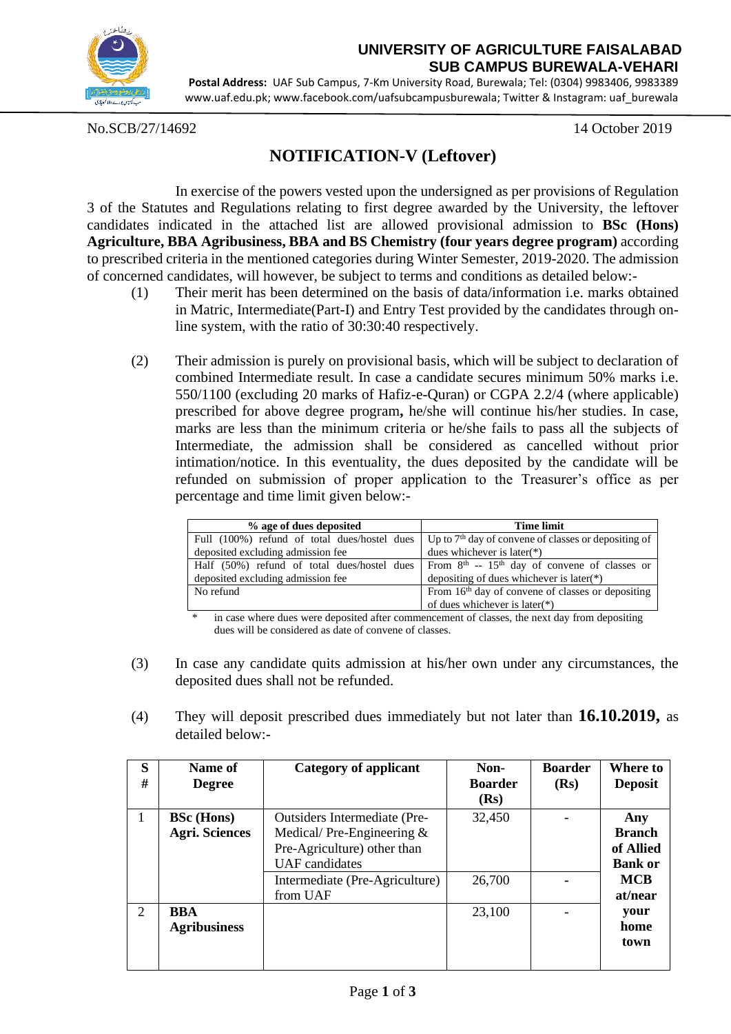**UNIVERSITY OF AGRICULTURE FAISALABAD**
**SUB CAMPUS BUREWALA-VEHARI**

**Postal Address:** UAF Sub Campus, 7-Km University Road, Burewala; Tel: (0304) 9983406, 9983389
www.uaf.edu.pk; www.facebook.com/uafsubcampusburewala; Twitter & Instagram: uaf_burewala

No.SCB/27/14692

14 October 2019

# NOTIFICATION-V (Leftover)

In exercise of the powers vested upon the undersigned as per provisions of Regulation 3 of the Statutes and Regulations relating to first degree awarded by the University, the leftover candidates indicated in the attached list are allowed provisional admission to **BSc (Hons) Agriculture, BBA Agribusiness, BBA and BS Chemistry (four years degree program)** according to prescribed criteria in the mentioned categories during Winter Semester, 2019-2020. The admission of concerned candidates, will however, be subject to terms and conditions as detailed below:-

(1) Their merit has been determined on the basis of data/information i.e. marks obtained in Matric, Intermediate(Part-I) and Entry Test provided by the candidates through on-line system, with the ratio of 30:30:40 respectively.

(2) Their admission is purely on provisional basis, which will be subject to declaration of combined Intermediate result. In case a candidate secures minimum 50% marks i.e. 550/1100 (excluding 20 marks of Hafiz-e-Quran) or CGPA 2.2/4 (where applicable) prescribed for above degree program**,** he/she will continue his/her studies. In case, marks are less than the minimum criteria or he/she fails to pass all the subjects of Intermediate, the admission shall be considered as cancelled without prior intimation/notice. In this eventuality, the dues deposited by the candidate will be refunded on submission of proper application to the Treasurer's office as per percentage and time limit given below:-

| % age of dues deposited | Time limit |
|---|---|
| Full (100%) refund of total dues/hostel dues deposited excluding admission fee | Up to 7th day of convene of classes or depositing of dues whichever is later(*) |
| Half (50%) refund of total dues/hostel dues deposited excluding admission fee | From 8th -- 15th day of convene of classes or depositing of dues whichever is later(*) |
| No refund | From 16th day of convene of classes or depositing of dues whichever is later(*) |

\* in case where dues were deposited after commencement of classes, the next day from depositing dues will be considered as date of convene of classes.

(3) In case any candidate quits admission at his/her own under any circumstances, the deposited dues shall not be refunded.

(4) They will deposit prescribed dues immediately but not later than **16.10.2019,** as detailed below:-

| S # | Name of Degree | Category of applicant | Non-Boarder (Rs) | Boarder (Rs) | Where to Deposit |
|---|---|---|---|---|---|
| 1 | **BSc (Hons) Agri. Sciences** | Outsiders Intermediate (Pre-Medical/ Pre-Engineering & Pre-Agriculture) other than UAF candidates | 32,450 | - | **Any Branch of Allied Bank or MCB at/near your home town** |
| | | Intermediate (Pre-Agriculture) from UAF | 26,700 | - | |
| 2 | **BBA Agribusiness** | | 23,100 | - | |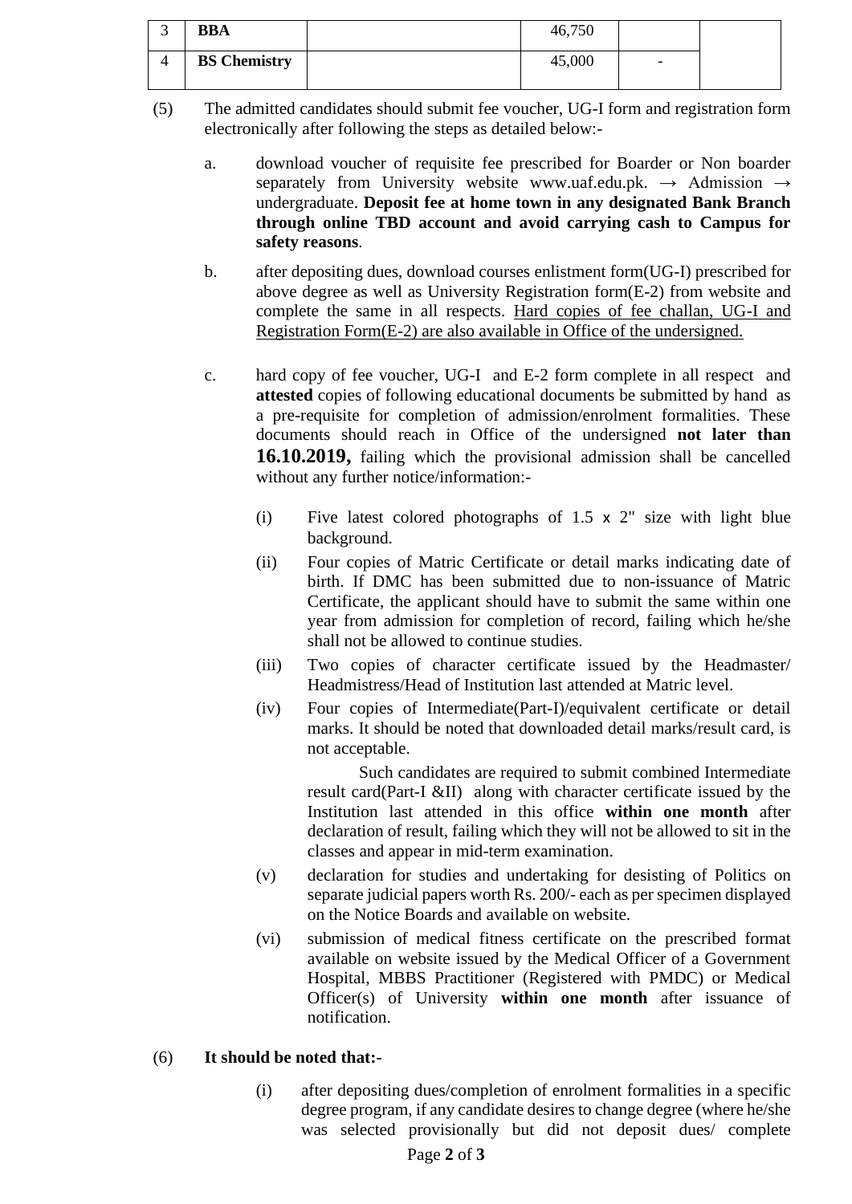| 3 | **BBA** | | 46,750 | | |
|---|---|---|---|---|---|
| 4 | **BS Chemistry** | | 45,000 | - | |

(5) The admitted candidates should submit fee voucher, UG-I form and registration form electronically after following the steps as detailed below:-

a. download voucher of requisite fee prescribed for Boarder or Non boarder separately from University website www.uaf.edu.pk. → Admission → undergraduate. **Deposit fee at home town in any designated Bank Branch through online TBD account and avoid carrying cash to Campus for safety reasons**.

b. after depositing dues, download courses enlistment form(UG-I) prescribed for above degree as well as University Registration form(E-2) from website and complete the same in all respects. <u>Hard copies of fee challan, UG-I and Registration Form(E-2) are also available in Office of the undersigned.</u>

c. hard copy of fee voucher, UG-I and E-2 form complete in all respect and **attested** copies of following educational documents be submitted by hand as a pre-requisite for completion of admission/enrolment formalities. These documents should reach in Office of the undersigned **not later than 16.10.2019,** failing which the provisional admission shall be cancelled without any further notice/information:-

(i) Five latest colored photographs of 1.5 x 2" size with light blue background.

(ii) Four copies of Matric Certificate or detail marks indicating date of birth. If DMC has been submitted due to non-issuance of Matric Certificate, the applicant should have to submit the same within one year from admission for completion of record, failing which he/she shall not be allowed to continue studies.

(iii) Two copies of character certificate issued by the Headmaster/ Headmistress/Head of Institution last attended at Matric level.

(iv) Four copies of Intermediate(Part-I)/equivalent certificate or detail marks. It should be noted that downloaded detail marks/result card, is not acceptable.

Such candidates are required to submit combined Intermediate result card(Part-I &II) along with character certificate issued by the Institution last attended in this office **within one month** after declaration of result, failing which they will not be allowed to sit in the classes and appear in mid-term examination.

(v) declaration for studies and undertaking for desisting of Politics on separate judicial papers worth Rs. 200/- each as per specimen displayed on the Notice Boards and available on website.

(vi) submission of medical fitness certificate on the prescribed format available on website issued by the Medical Officer of a Government Hospital, MBBS Practitioner (Registered with PMDC) or Medical Officer(s) of University **within one month** after issuance of notification.

(6) **It should be noted that:-**

(i) after depositing dues/completion of enrolment formalities in a specific degree program, if any candidate desires to change degree (where he/she was selected provisionally but did not deposit dues/ complete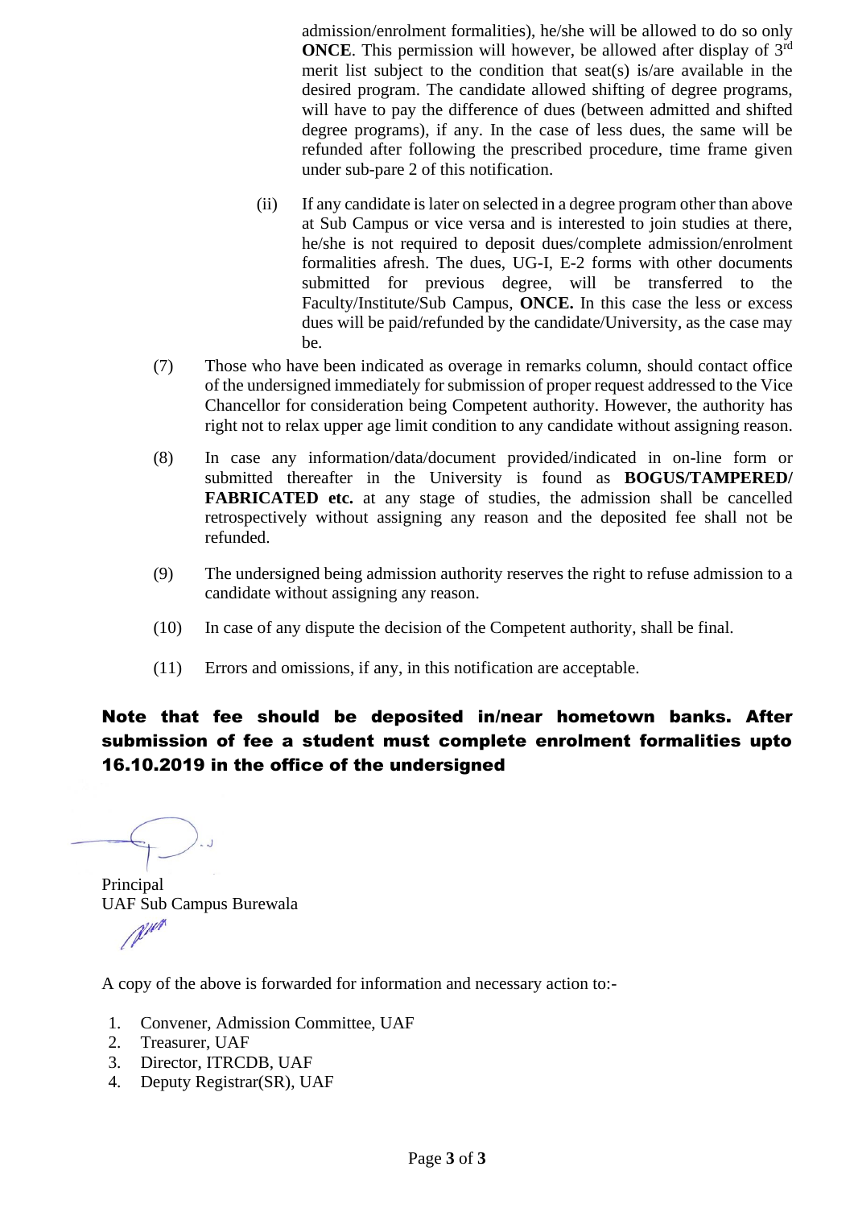admission/enrolment formalities), he/she will be allowed to do so only **ONCE**. This permission will however, be allowed after display of 3rd merit list subject to the condition that seat(s) is/are available in the desired program. The candidate allowed shifting of degree programs, will have to pay the difference of dues (between admitted and shifted degree programs), if any. In the case of less dues, the same will be refunded after following the prescribed procedure, time frame given under sub-pare 2 of this notification.

(ii) If any candidate is later on selected in a degree program other than above at Sub Campus or vice versa and is interested to join studies at there, he/she is not required to deposit dues/complete admission/enrolment formalities afresh. The dues, UG-I, E-2 forms with other documents submitted for previous degree, will be transferred to the Faculty/Institute/Sub Campus, **ONCE.** In this case the less or excess dues will be paid/refunded by the candidate/University, as the case may be.

(7) Those who have been indicated as overage in remarks column, should contact office of the undersigned immediately for submission of proper request addressed to the Vice Chancellor for consideration being Competent authority. However, the authority has right not to relax upper age limit condition to any candidate without assigning reason.

(8) In case any information/data/document provided/indicated in on-line form or submitted thereafter in the University is found as **BOGUS/TAMPERED/ FABRICATED etc.** at any stage of studies, the admission shall be cancelled retrospectively without assigning any reason and the deposited fee shall not be refunded.

(9) The undersigned being admission authority reserves the right to refuse admission to a candidate without assigning any reason.

(10) In case of any dispute the decision of the Competent authority, shall be final.

(11) Errors and omissions, if any, in this notification are acceptable.

**Note that fee should be deposited in/near hometown banks. After submission of fee a student must complete enrolment formalities upto 16.10.2019 in the office of the undersigned**

Principal
UAF Sub Campus Burewala

A copy of the above is forwarded for information and necessary action to:-

1. Convener, Admission Committee, UAF
2. Treasurer, UAF
3. Director, ITRCDB, UAF
4. Deputy Registrar(SR), UAF